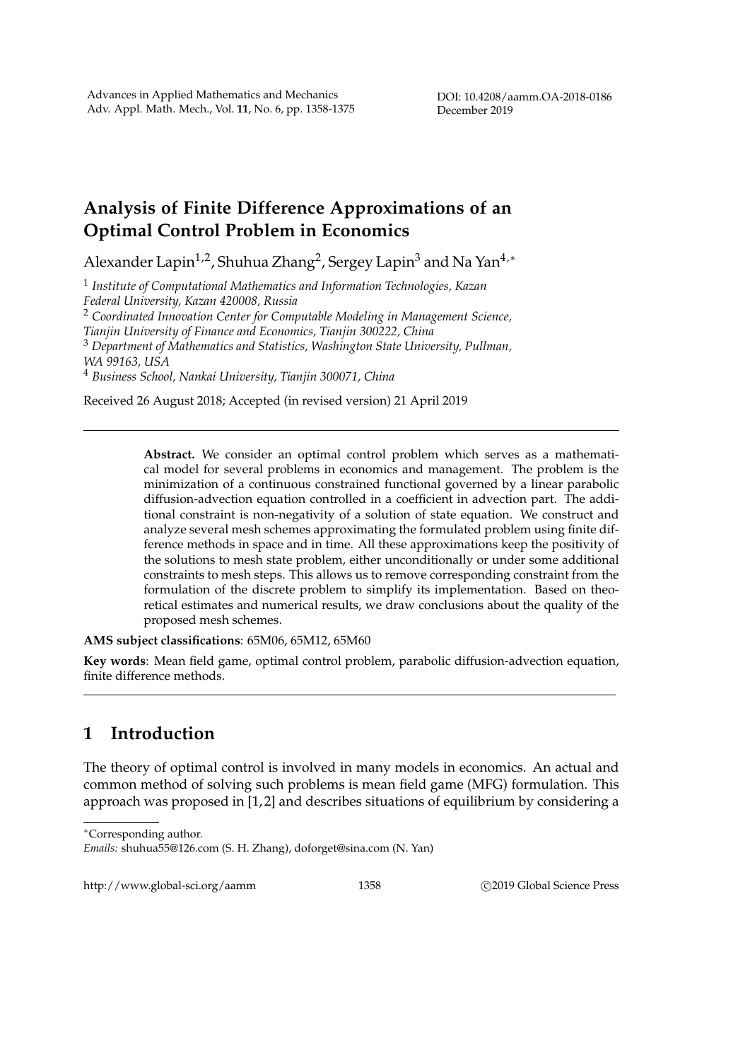Advances in Applied Mathematics and Mechanics
Adv. Appl. Math. Mech., Vol. **11**, No. 6, pp. 1358-1375

DOI: 10.4208/aamm.OA-2018-0186
December 2019

# Analysis of Finite Difference Approximations of an Optimal Control Problem in Economics

Alexander Lapin[1,2], Shuhua Zhang[2], Sergey Lapin[3] and Na Yan[4,*]

[1] *Institute of Computational Mathematics and Information Technologies, Kazan Federal University, Kazan 420008, Russia*
[2] *Coordinated Innovation Center for Computable Modeling in Management Science, Tianjin University of Finance and Economics, Tianjin 300222, China*
[3] *Department of Mathematics and Statistics, Washington State University, Pullman, WA 99163, USA*
[4] *Business School, Nankai University, Tianjin 300071, China*

Received 26 August 2018; Accepted (in revised version) 21 April 2019

**Abstract.** We consider an optimal control problem which serves as a mathematical model for several problems in economics and management. The problem is the minimization of a continuous constrained functional governed by a linear parabolic diffusion-advection equation controlled in a coefficient in advection part. The additional constraint is non-negativity of a solution of state equation. We construct and analyze several mesh schemes approximating the formulated problem using finite difference methods in space and in time. All these approximations keep the positivity of the solutions to mesh state problem, either unconditionally or under some additional constraints to mesh steps. This allows us to remove corresponding constraint from the formulation of the discrete problem to simplify its implementation. Based on theoretical estimates and numerical results, we draw conclusions about the quality of the proposed mesh schemes.

**AMS subject classifications**: 65M06, 65M12, 65M60

**Key words**: Mean field game, optimal control problem, parabolic diffusion-advection equation, finite difference methods.

## 1 Introduction

The theory of optimal control is involved in many models in economics. An actual and common method of solving such problems is mean field game (MFG) formulation. This approach was proposed in [1,2] and describes situations of equilibrium by considering a

*Corresponding author.
*Emails:* shuhua55@126.com (S. H. Zhang), doforget@sina.com (N. Yan)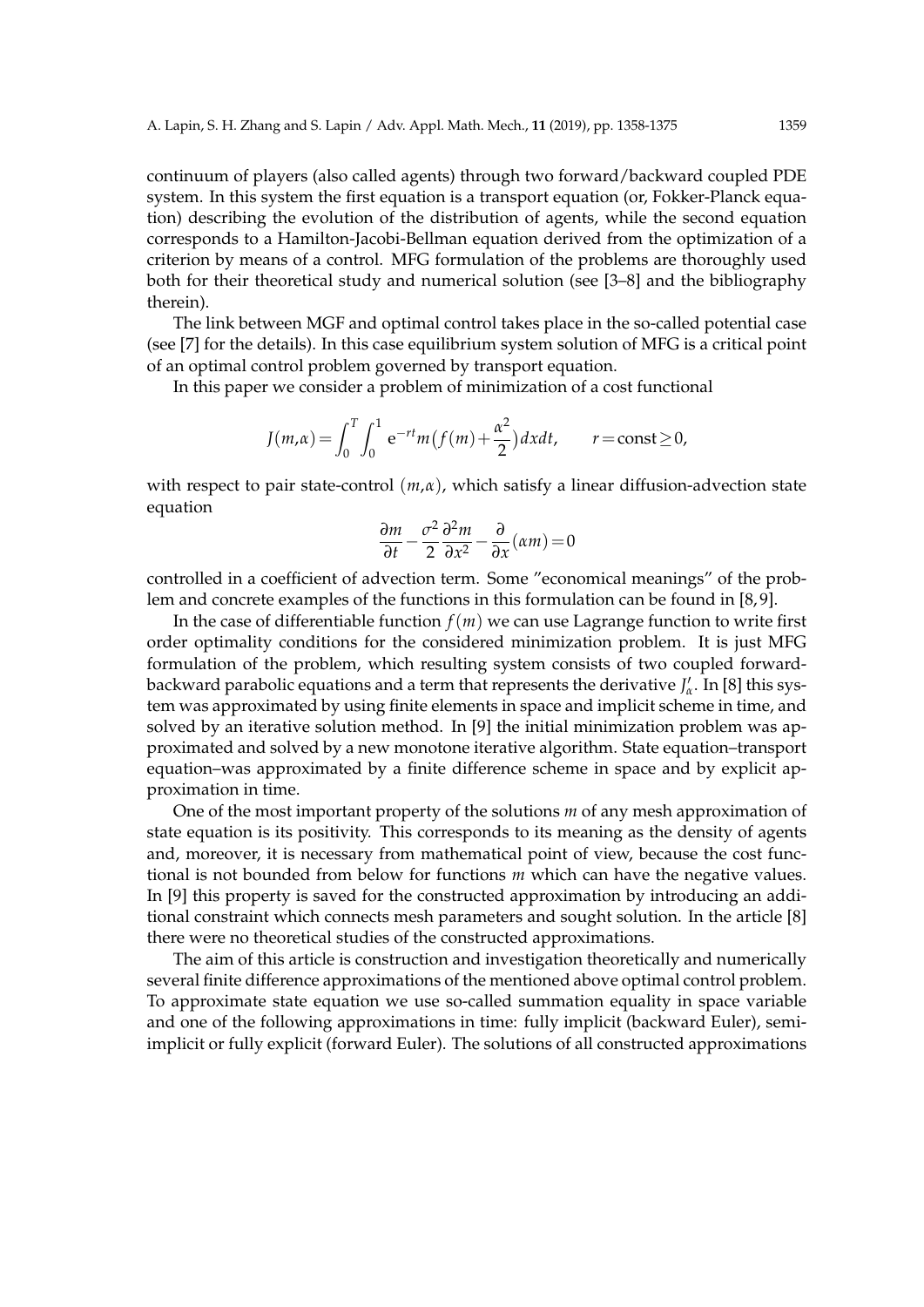continuum of players (also called agents) through two forward/backward coupled PDE system. In this system the first equation is a transport equation (or, Fokker-Planck equation) describing the evolution of the distribution of agents, while the second equation corresponds to a Hamilton-Jacobi-Bellman equation derived from the optimization of a criterion by means of a control. MFG formulation of the problems are thoroughly used both for their theoretical study and numerical solution (see [3–8] and the bibliography therein).

The link between MGF and optimal control takes place in the so-called potential case (see [7] for the details). In this case equilibrium system solution of MFG is a critical point of an optimal control problem governed by transport equation.

In this paper we consider a problem of minimization of a cost functional

$$J(m,\alpha)=\int_0^T\int_0^1 \mathrm{e}^{-rt} m\big(f(m)+\frac{\alpha^2}{2}\big)dxdt, \qquad r=\text{const}\geq 0,$$

with respect to pair state-control $(m,\alpha)$, which satisfy a linear diffusion-advection state equation

$$\frac{\partial m}{\partial t}-\frac{\sigma^2}{2}\frac{\partial^2 m}{\partial x^2}-\frac{\partial}{\partial x}(\alpha m)=0$$

controlled in a coefficient of advection term. Some "economical meanings" of the problem and concrete examples of the functions in this formulation can be found in [8,9].

In the case of differentiable function $f(m)$ we can use Lagrange function to write first order optimality conditions for the considered minimization problem. It is just MFG formulation of the problem, which resulting system consists of two coupled forward-backward parabolic equations and a term that represents the derivative $J'_\alpha$. In [8] this system was approximated by using finite elements in space and implicit scheme in time, and solved by an iterative solution method. In [9] the initial minimization problem was approximated and solved by a new monotone iterative algorithm. State equation–transport equation–was approximated by a finite difference scheme in space and by explicit approximation in time.

One of the most important property of the solutions $m$ of any mesh approximation of state equation is its positivity. This corresponds to its meaning as the density of agents and, moreover, it is necessary from mathematical point of view, because the cost functional is not bounded from below for functions $m$ which can have the negative values. In [9] this property is saved for the constructed approximation by introducing an additional constraint which connects mesh parameters and sought solution. In the article [8] there were no theoretical studies of the constructed approximations.

The aim of this article is construction and investigation theoretically and numerically several finite difference approximations of the mentioned above optimal control problem. To approximate state equation we use so-called summation equality in space variable and one of the following approximations in time: fully implicit (backward Euler), semi-implicit or fully explicit (forward Euler). The solutions of all constructed approximations